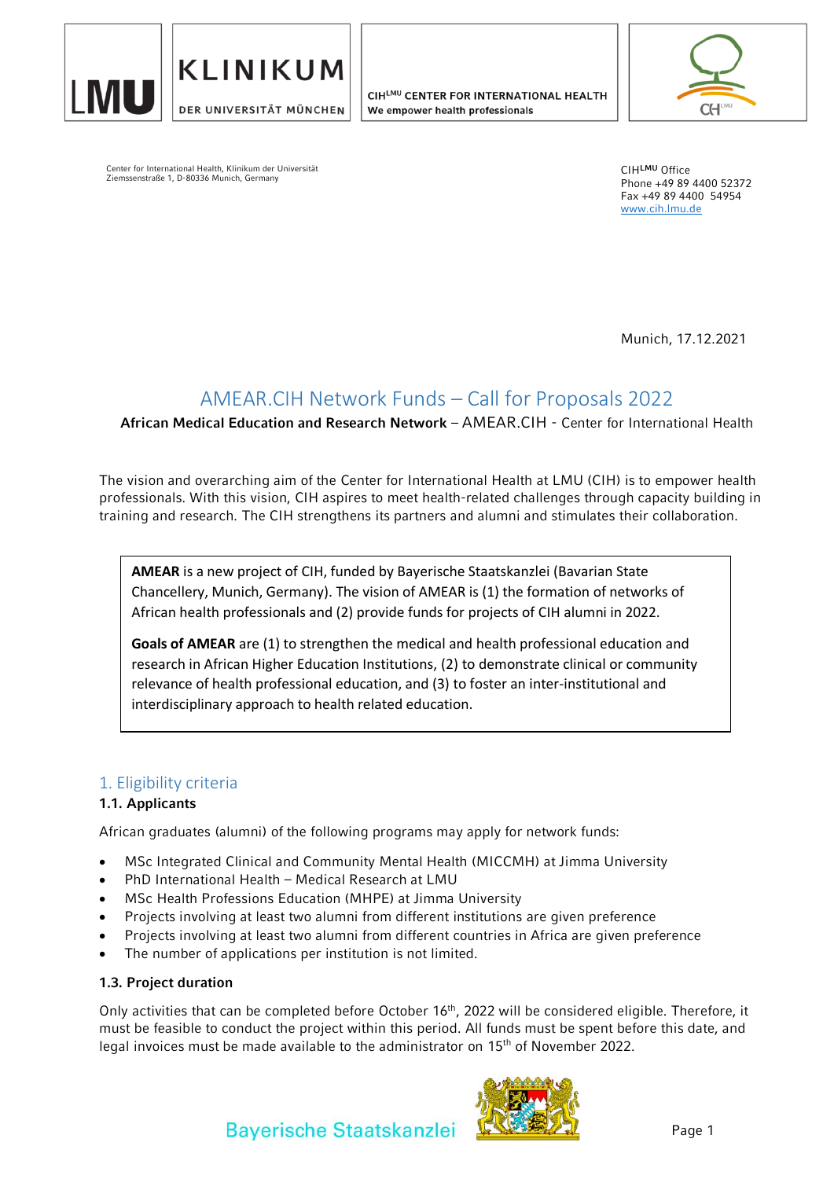KLINIKUM DER UNIVERSITÄT MÜNCHEN

CIH[LMU] CENTER FOR INTERNATIONAL HEALTH
We empower health professionals

Center for International Health, Klinikum der Universität
Ziemssenstraße 1, D-80336 Munich, Germany

CIH[LMU] Office
Phone +49 89 4400 52372
Fax +49 89 4400 54954
www.cih.lmu.de

Munich, 17.12.2021

# AMEAR.CIH Network Funds – Call for Proposals 2022

**African Medical Education and Research Network** – AMEAR.CIH - Center for International Health

The vision and overarching aim of the Center for International Health at LMU (CIH) is to empower health professionals. With this vision, CIH aspires to meet health-related challenges through capacity building in training and research. The CIH strengthens its partners and alumni and stimulates their collaboration.

**AMEAR** is a new project of CIH, funded by Bayerische Staatskanzlei (Bavarian State Chancellery, Munich, Germany). The vision of AMEAR is (1) the formation of networks of African health professionals and (2) provide funds for projects of CIH alumni in 2022.

**Goals of AMEAR** are (1) to strengthen the medical and health professional education and research in African Higher Education Institutions, (2) to demonstrate clinical or community relevance of health professional education, and (3) to foster an inter-institutional and interdisciplinary approach to health related education.

## 1. Eligibility criteria

### 1.1. Applicants

African graduates (alumni) of the following programs may apply for network funds:

- MSc Integrated Clinical and Community Mental Health (MICCMH) at Jimma University
- PhD International Health – Medical Research at LMU
- MSc Health Professions Education (MHPE) at Jimma University
- Projects involving at least two alumni from different institutions are given preference
- Projects involving at least two alumni from different countries in Africa are given preference
- The number of applications per institution is not limited.

### 1.3. Project duration

Only activities that can be completed before October 16th, 2022 will be considered eligible. Therefore, it must be feasible to conduct the project within this period. All funds must be spent before this date, and legal invoices must be made available to the administrator on 15th of November 2022.

Bayerische Staatskanzlei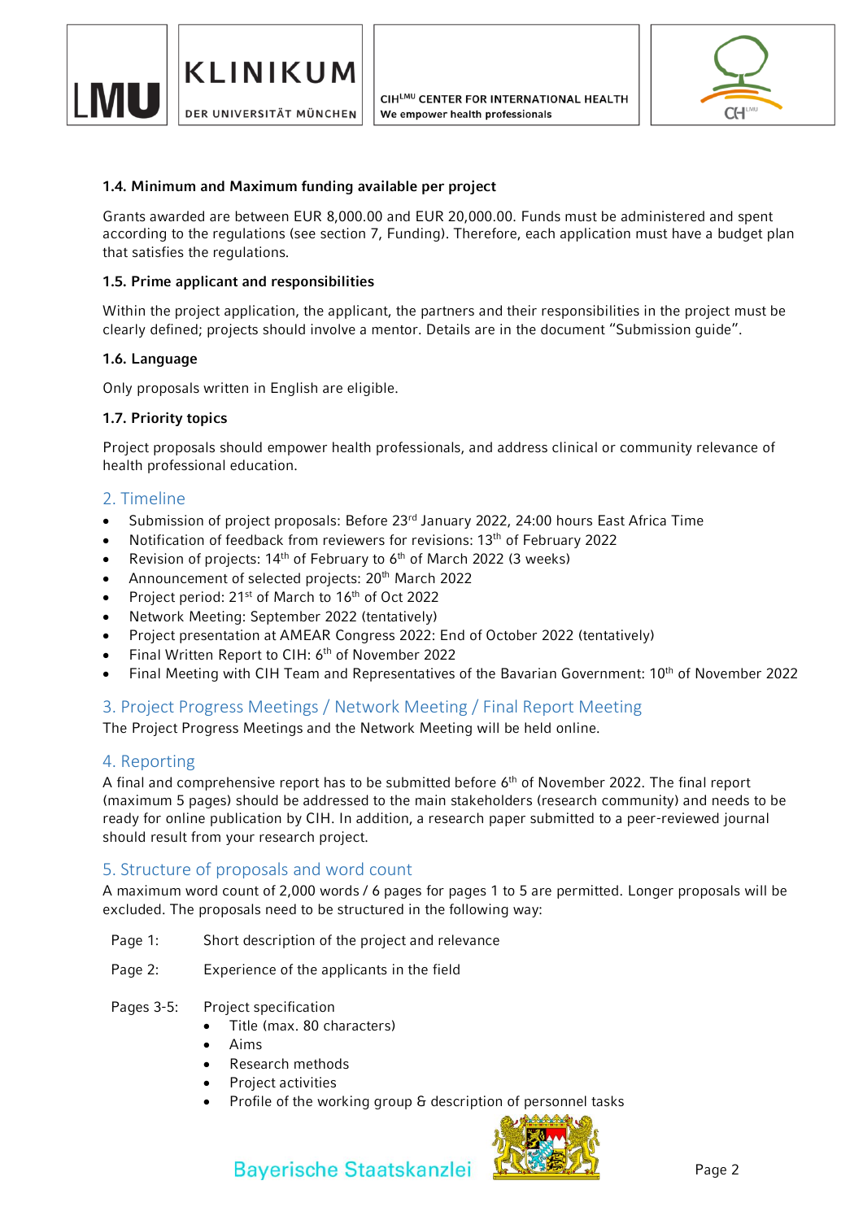### 1.4. Minimum and Maximum funding available per project

Grants awarded are between EUR 8,000.00 and EUR 20,000.00. Funds must be administered and spent according to the regulations (see section 7, Funding). Therefore, each application must have a budget plan that satisfies the regulations.

### 1.5. Prime applicant and responsibilities

Within the project application, the applicant, the partners and their responsibilities in the project must be clearly defined; projects should involve a mentor. Details are in the document "Submission guide".

### 1.6. Language

Only proposals written in English are eligible.

### 1.7. Priority topics

Project proposals should empower health professionals, and address clinical or community relevance of health professional education.

## 2. Timeline

- Submission of project proposals: Before 23rd January 2022, 24:00 hours East Africa Time
- Notification of feedback from reviewers for revisions: 13th of February 2022
- Revision of projects: 14th of February to 6th of March 2022 (3 weeks)
- Announcement of selected projects: 20th March 2022
- Project period: 21st of March to 16th of Oct 2022
- Network Meeting: September 2022 (tentatively)
- Project presentation at AMEAR Congress 2022: End of October 2022 (tentatively)
- Final Written Report to CIH: 6th of November 2022
- Final Meeting with CIH Team and Representatives of the Bavarian Government: 10th of November 2022

## 3. Project Progress Meetings / Network Meeting / Final Report Meeting

The Project Progress Meetings and the Network Meeting will be held online.

## 4. Reporting

A final and comprehensive report has to be submitted before 6th of November 2022. The final report (maximum 5 pages) should be addressed to the main stakeholders (research community) and needs to be ready for online publication by CIH. In addition, a research paper submitted to a peer-reviewed journal should result from your research project.

## 5. Structure of proposals and word count

A maximum word count of 2,000 words / 6 pages for pages 1 to 5 are permitted. Longer proposals will be excluded. The proposals need to be structured in the following way:

Page 1: Short description of the project and relevance

Page 2: Experience of the applicants in the field

Pages 3-5: Project specification

- Title (max. 80 characters)
- Aims
- Research methods
- Project activities
- Profile of the working group & description of personnel tasks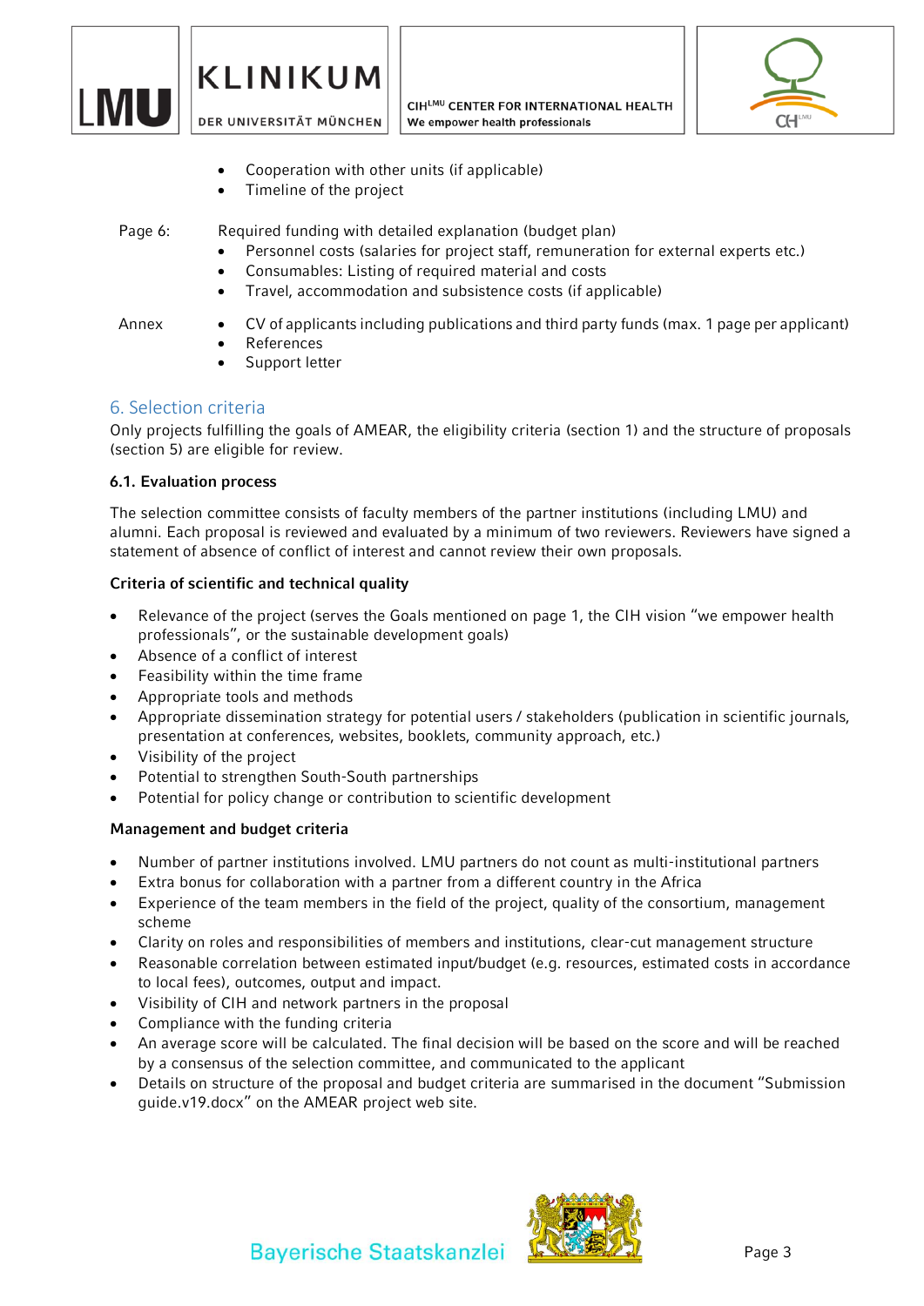- Cooperation with other units (if applicable)
- Timeline of the project

Page 6: Required funding with detailed explanation (budget plan)

- Personnel costs (salaries for project staff, remuneration for external experts etc.)
- Consumables: Listing of required material and costs
- Travel, accommodation and subsistence costs (if applicable)

Annex

- CV of applicants including publications and third party funds (max. 1 page per applicant)
- References
- Support letter

## 6. Selection criteria

Only projects fulfilling the goals of AMEAR, the eligibility criteria (section 1) and the structure of proposals (section 5) are eligible for review.

### 6.1. Evaluation process

The selection committee consists of faculty members of the partner institutions (including LMU) and alumni. Each proposal is reviewed and evaluated by a minimum of two reviewers. Reviewers have signed a statement of absence of conflict of interest and cannot review their own proposals.

**Criteria of scientific and technical quality**

- Relevance of the project (serves the Goals mentioned on page 1, the CIH vision "we empower health professionals", or the sustainable development goals)
- Absence of a conflict of interest
- Feasibility within the time frame
- Appropriate tools and methods
- Appropriate dissemination strategy for potential users / stakeholders (publication in scientific journals, presentation at conferences, websites, booklets, community approach, etc.)
- Visibility of the project
- Potential to strengthen South-South partnerships
- Potential for policy change or contribution to scientific development

**Management and budget criteria**

- Number of partner institutions involved. LMU partners do not count as multi-institutional partners
- Extra bonus for collaboration with a partner from a different country in the Africa
- Experience of the team members in the field of the project, quality of the consortium, management scheme
- Clarity on roles and responsibilities of members and institutions, clear-cut management structure
- Reasonable correlation between estimated input/budget (e.g. resources, estimated costs in accordance to local fees), outcomes, output and impact.
- Visibility of CIH and network partners in the proposal
- Compliance with the funding criteria
- An average score will be calculated. The final decision will be based on the score and will be reached by a consensus of the selection committee, and communicated to the applicant
- Details on structure of the proposal and budget criteria are summarised in the document "Submission guide.v19.docx" on the AMEAR project web site.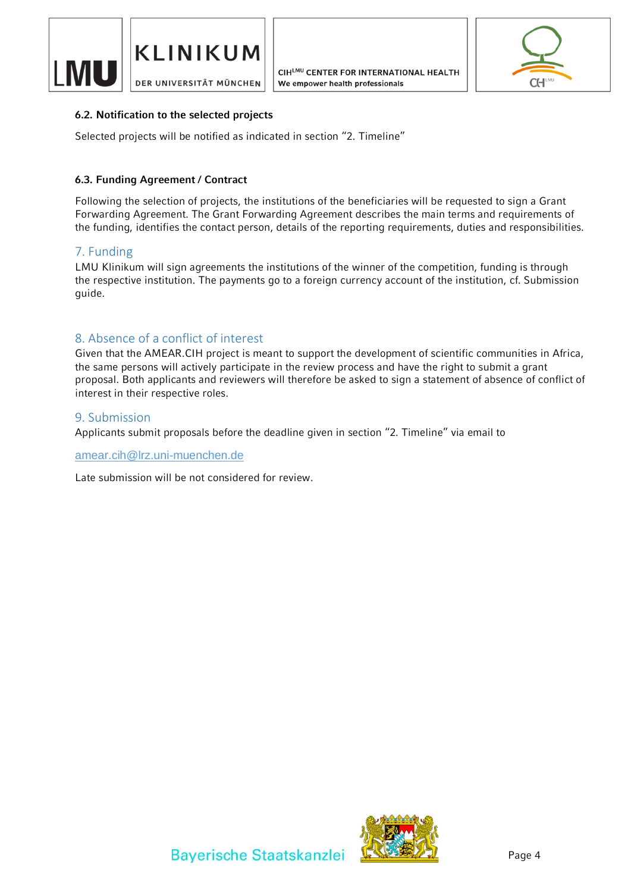### 6.2. Notification to the selected projects

Selected projects will be notified as indicated in section "2. Timeline"

### 6.3. Funding Agreement / Contract

Following the selection of projects, the institutions of the beneficiaries will be requested to sign a Grant Forwarding Agreement. The Grant Forwarding Agreement describes the main terms and requirements of the funding, identifies the contact person, details of the reporting requirements, duties and responsibilities.

## 7. Funding

LMU Klinikum will sign agreements the institutions of the winner of the competition, funding is through the respective institution. The payments go to a foreign currency account of the institution, cf. Submission guide.

## 8. Absence of a conflict of interest

Given that the AMEAR.CIH project is meant to support the development of scientific communities in Africa, the same persons will actively participate in the review process and have the right to submit a grant proposal. Both applicants and reviewers will therefore be asked to sign a statement of absence of conflict of interest in their respective roles.

## 9. Submission

Applicants submit proposals before the deadline given in section "2. Timeline" via email to

amear.cih@lrz.uni-muenchen.de

Late submission will be not considered for review.